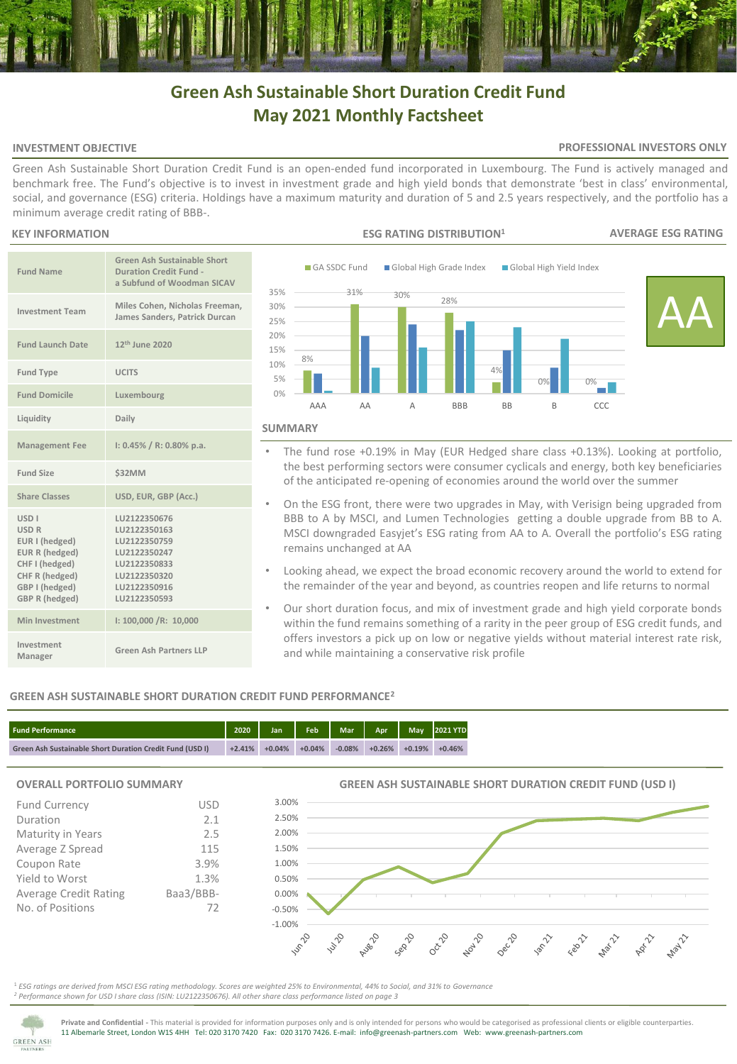# Green Ash Sustainable Short Duration Credit Fund
# May 2021 Monthly Factsheet

## INVESTMENT OBJECTIVE

**PROFESSIONAL INVESTORS ONLY**

Green Ash Sustainable Short Duration Credit Fund is an open-ended fund incorporated in Luxembourg. The Fund is actively managed and benchmark free. The Fund's objective is to invest in investment grade and high yield bonds that demonstrate 'best in class' environmental, social, and governance (ESG) criteria. Holdings have a maximum maturity and duration of 5 and 2.5 years respectively, and the portfolio has a minimum average credit rating of BBB-.

## KEY INFORMATION

| | |
|---|---|
| Fund Name | Green Ash Sustainable Short Duration Credit Fund - a Subfund of Woodman SICAV |
| Investment Team | Miles Cohen, Nicholas Freeman, James Sanders, Patrick Durcan |
| Fund Launch Date | 12th June 2020 |
| Fund Type | UCITS |
| Fund Domicile | Luxembourg |
| Liquidity | Daily |
| Management Fee | I: 0.45% / R: 0.80% p.a. |
| Fund Size | $32MM |
| Share Classes | USD, EUR, GBP (Acc.) |
| USD I<br>USD R<br>EUR I (hedged)<br>EUR R (hedged)<br>CHF I (hedged)<br>CHF R (hedged)<br>GBP I (hedged)<br>GBP R (hedged) | LU2122350676<br>LU2122350163<br>LU2122350759<br>LU2122350247<br>LU2122350833<br>LU2122350320<br>LU2122350916<br>LU2122350593 |
| Min Investment | I: 100,000 /R: 10,000 |
| Investment Manager | Green Ash Partners LLP |

## ESG RATING DISTRIBUTION[1]

| Rating | GA SSDC Fund | Global High Grade Index | Global High Yield Index |
|---|---|---|---|
| AAA | 8% | | |
| AA | 31% | | |
| A | 30% | | |
| BBB | 28% | | |
| BB | 4% | | |
| B | 0% | | |
| CCC | 0% | | |

## AVERAGE ESG RATING

**AA**

## SUMMARY

- The fund rose +0.19% in May (EUR Hedged share class +0.13%). Looking at portfolio, the best performing sectors were consumer cyclicals and energy, both key beneficiaries of the anticipated re-opening of economies around the world over the summer
- On the ESG front, there were two upgrades in May, with Verisign being upgraded from BBB to A by MSCI, and Lumen Technologies getting a double upgrade from BB to A. MSCI downgraded Easyjet's ESG rating from AA to A. Overall the portfolio's ESG rating remains unchanged at AA
- Looking ahead, we expect the broad economic recovery around the world to extend for the remainder of the year and beyond, as countries reopen and life returns to normal
- Our short duration focus, and mix of investment grade and high yield corporate bonds within the fund remains something of a rarity in the peer group of ESG credit funds, and offers investors a pick up on low or negative yields without material interest rate risk, and while maintaining a conservative risk profile

## GREEN ASH SUSTAINABLE SHORT DURATION CREDIT FUND PERFORMANCE[2]

| Fund Performance | 2020 | Jan | Feb | Mar | Apr | May | 2021 YTD |
|---|---|---|---|---|---|---|---|
| Green Ash Sustainable Short Duration Credit Fund (USD I) | +2.41% | +0.04% | +0.04% | -0.08% | +0.26% | +0.19% | +0.46% |

## OVERALL PORTFOLIO SUMMARY

| | |
|---|---|
| Fund Currency | USD |
| Duration | 2.1 |
| Maturity in Years | 2.5 |
| Average Z Spread | 115 |
| Coupon Rate | 3.9% |
| Yield to Worst | 1.3% |
| Average Credit Rating | Baa3/BBB- |
| No. of Positions | 72 |

## GREEN ASH SUSTAINABLE SHORT DURATION CREDIT FUND (USD I)

[1] *ESG ratings are derived from MSCI ESG rating methodology. Scores are weighted 25% to Environmental, 44% to Social, and 31% to Governance*
[2] *Performance shown for USD I share class (ISIN: LU2122350676). All other share class performance listed on page 3*

**Private and Confidential** - This material is provided for information purposes only and is only intended for persons who would be categorised as professional clients or eligible counterparties.
11 Albemarle Street, London W1S 4HH Tel: 020 3170 7420 Fax: 020 3170 7426. E-mail: info@greenash-partners.com Web: www.greenash-partners.com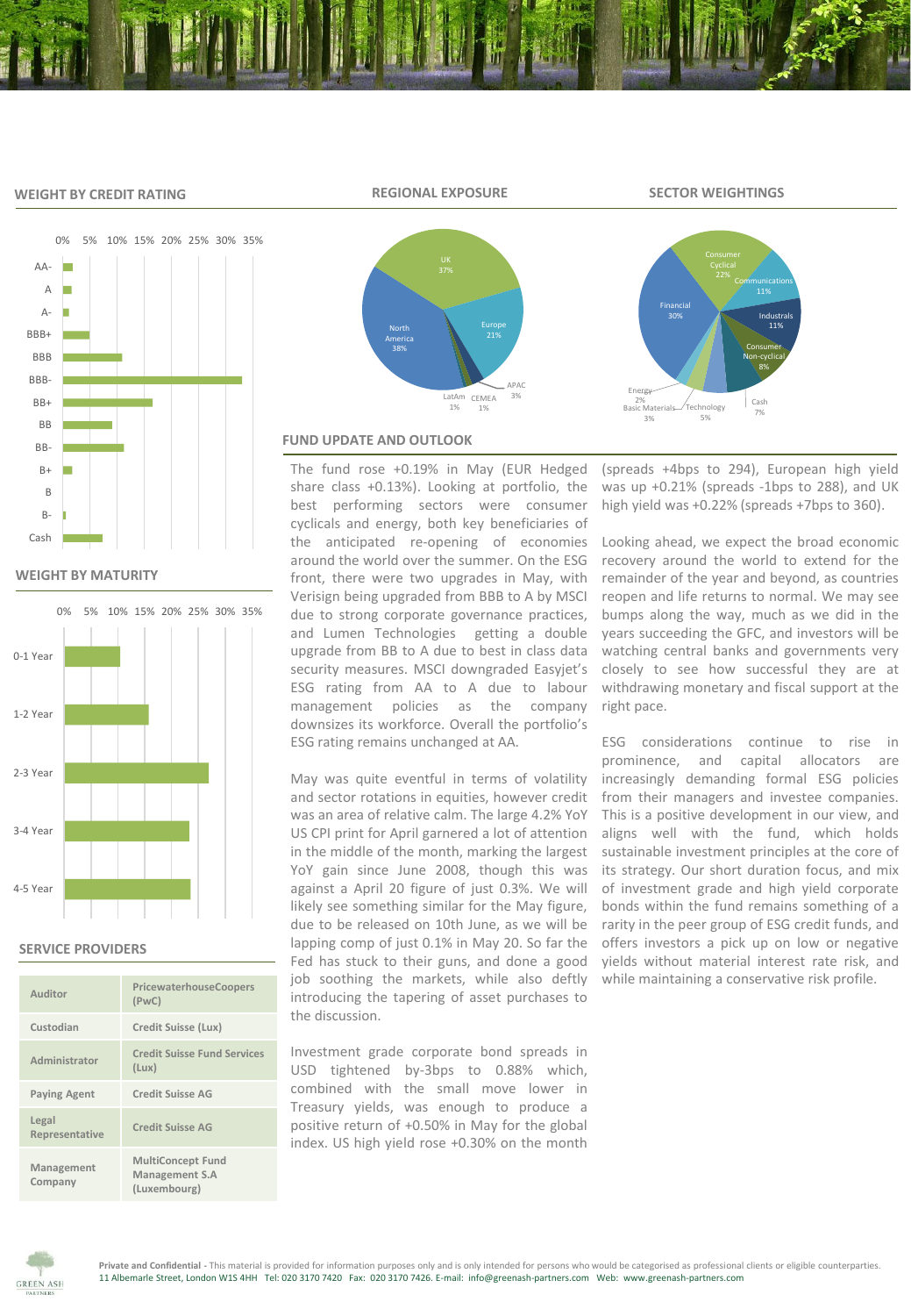## WEIGHT BY CREDIT RATING

| Rating |
|---|
| AA- |
| A |
| A- |
| BBB+ |
| BBB |
| BBB- |
| BB+ |
| BB |
| BB- |
| B+ |
| B |
| B- |
| Cash |

## REGIONAL EXPOSURE

| Region | Weight |
|---|---|
| North America | 38% |
| UK | 37% |
| Europe | 21% |
| APAC | 3% |
| LatAm | 1% |
| CEMEA | 1% |

## SECTOR WEIGHTINGS

| Sector | Weight |
|---|---|
| Financial | 30% |
| Consumer Cyclical | 22% |
| Communications | 11% |
| Industrals | 11% |
| Consumer Non-cyclical | 8% |
| Cash | 7% |
| Technology | 5% |
| Basic Materials | 3% |
| Energy | 2% |

## WEIGHT BY MATURITY

| Maturity |
|---|
| 0-1 Year |
| 1-2 Year |
| 2-3 Year |
| 3-4 Year |
| 4-5 Year |

## SERVICE PROVIDERS

| | |
|---|---|
| Auditor | PricewaterhouseCoopers (PwC) |
| Custodian | Credit Suisse (Lux) |
| Administrator | Credit Suisse Fund Services (Lux) |
| Paying Agent | Credit Suisse AG |
| Legal Representative | Credit Suisse AG |
| Management Company | MultiConcept Fund Management S.A (Luxembourg) |

## FUND UPDATE AND OUTLOOK

The fund rose +0.19% in May (EUR Hedged share class +0.13%). Looking at portfolio, the best performing sectors were consumer cyclicals and energy, both key beneficiaries of the anticipated re-opening of economies around the world over the summer. On the ESG front, there were two upgrades in May, with Verisign being upgraded from BBB to A by MSCI due to strong corporate governance practices, and Lumen Technologies getting a double upgrade from BB to A due to best in class data security measures. MSCI downgraded Easyjet's ESG rating from AA to A due to labour management policies as the company downsizes its workforce. Overall the portfolio's ESG rating remains unchanged at AA.

May was quite eventful in terms of volatility and sector rotations in equities, however credit was an area of relative calm. The large 4.2% YoY US CPI print for April garnered a lot of attention in the middle of the month, marking the largest YoY gain since June 2008, though this was against a April 20 figure of just 0.3%. We will likely see something similar for the May figure, due to be released on 10th June, as we will be lapping comp of just 0.1% in May 20. So far the Fed has stuck to their guns, and done a good job soothing the markets, while also deftly introducing the tapering of asset purchases to the discussion.

Investment grade corporate bond spreads in USD tightened by-3bps to 0.88% which, combined with the small move lower in Treasury yields, was enough to produce a positive return of +0.50% in May for the global index. US high yield rose +0.30% on the month (spreads +4bps to 294), European high yield was up +0.21% (spreads -1bps to 288), and UK high yield was +0.22% (spreads +7bps to 360).

Looking ahead, we expect the broad economic recovery around the world to extend for the remainder of the year and beyond, as countries reopen and life returns to normal. We may see bumps along the way, much as we did in the years succeeding the GFC, and investors will be watching central banks and governments very closely to see how successful they are at withdrawing monetary and fiscal support at the right pace.

ESG considerations continue to rise in prominence, and capital allocators are increasingly demanding formal ESG policies from their managers and investee companies. This is a positive development in our view, and aligns well with the fund, which holds sustainable investment principles at the core of its strategy. Our short duration focus, and mix of investment grade and high yield corporate bonds within the fund remains something of a rarity in the peer group of ESG credit funds, and offers investors a pick up on low or negative yields without material interest rate risk, and while maintaining a conservative risk profile.

**Private and Confidential -** This material is provided for information purposes only and is only intended for persons who would be categorised as professional clients or eligible counterparties.
11 Albemarle Street, London W1S 4HH Tel: 020 3170 7420 Fax: 020 3170 7426. E-mail: info@greenash-partners.com Web: www.greenash-partners.com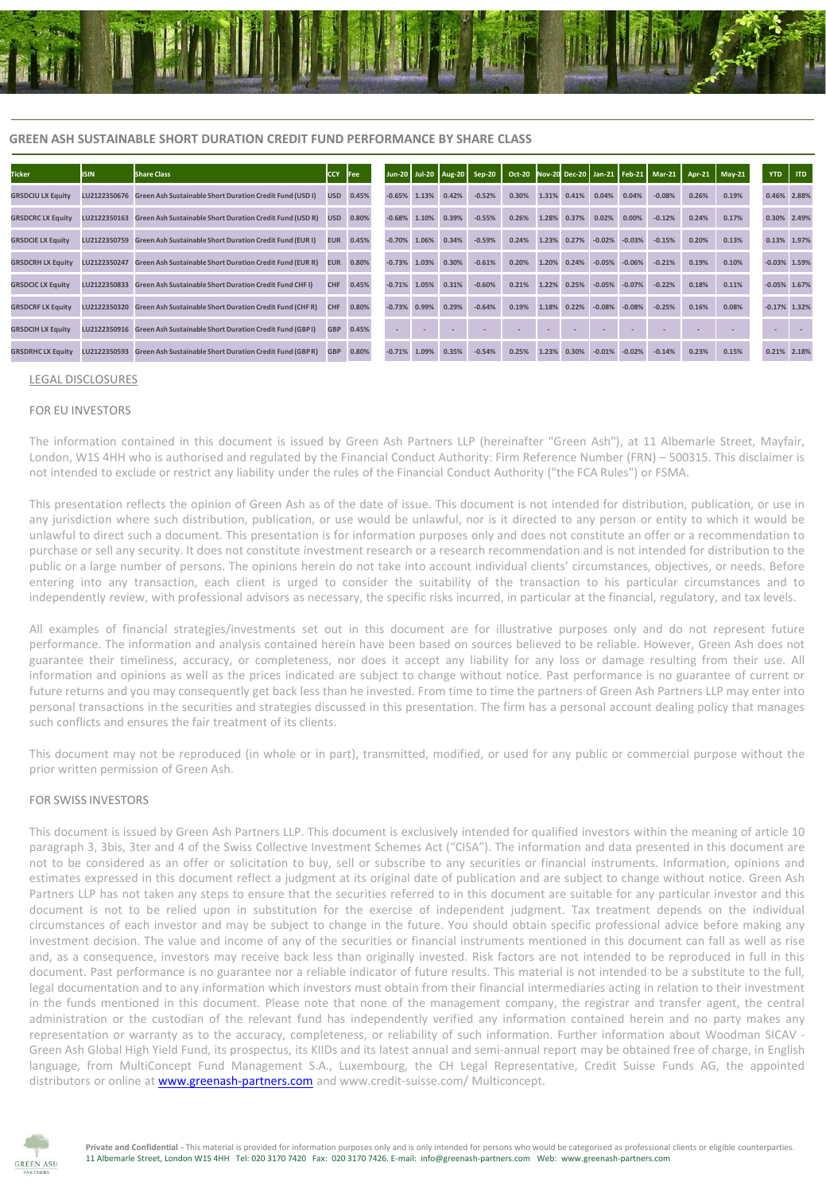## GREEN ASH SUSTAINABLE SHORT DURATION CREDIT FUND PERFORMANCE BY SHARE CLASS

| Ticker | ISIN | Share Class | CCY | Fee | Jun-20 | Jul-20 | Aug-20 | Sep-20 | Oct-20 | Nov-20 | Dec-20 | Jan-21 | Feb-21 | Mar-21 | Apr-21 | May-21 | YTD | ITD |
|---|---|---|---|---|---|---|---|---|---|---|---|---|---|---|---|---|---|---|
| GRSDCIU LX Equity | LU2122350676 | Green Ash Sustainable Short Duration Credit Fund (USD I) | USD | 0.45% | -0.65% | 1.13% | 0.42% | -0.52% | 0.30% | 1.31% | 0.41% | 0.04% | 0.04% | -0.08% | 0.26% | 0.19% | 0.46% | 2.88% |
| GRSDCRC LX Equity | LU2122350163 | Green Ash Sustainable Short Duration Credit Fund (USD R) | USD | 0.80% | -0.68% | 1.10% | 0.39% | -0.55% | 0.26% | 1.28% | 0.37% | 0.02% | 0.00% | -0.12% | 0.24% | 0.17% | 0.30% | 2.49% |
| GRSDCIE LX Equity | LU2122350759 | Green Ash Sustainable Short Duration Credit Fund (EUR I) | EUR | 0.45% | -0.70% | 1.06% | 0.34% | -0.59% | 0.24% | 1.23% | 0.27% | -0.02% | -0.03% | -0.15% | 0.20% | 0.13% | 0.13% | 1.97% |
| GRSDCRH LX Equity | LU2122350247 | Green Ash Sustainable Short Duration Credit Fund (EUR R) | EUR | 0.80% | -0.73% | 1.03% | 0.30% | -0.61% | 0.20% | 1.20% | 0.24% | -0.05% | -0.06% | -0.21% | 0.19% | 0.10% | -0.03% | 1.59% |
| GRSDCIC LX Equity | LU2122350833 | Green Ash Sustainable Short Duration Credit Fund CHF I) | CHF | 0.45% | -0.71% | 1.05% | 0.31% | -0.60% | 0.21% | 1.22% | 0.25% | -0.05% | -0.07% | -0.22% | 0.18% | 0.11% | -0.05% | 1.67% |
| GRSDCRF LX Equity | LU2122350320 | Green Ash Sustainable Short Duration Credit Fund (CHF R) | CHF | 0.80% | -0.73% | 0.99% | 0.29% | -0.64% | 0.19% | 1.18% | 0.22% | -0.08% | -0.08% | -0.25% | 0.16% | 0.08% | -0.17% | 1.32% |
| GRSDCIH LX Equity | LU2122350916 | Green Ash Sustainable Short Duration Credit Fund (GBP I) | GBP | 0.45% | - | - | - | - | - | - | - | - | - | - | - | - | - | - |
| GRSDRHC LX Equity | LU2122350593 | Green Ash Sustainable Short Duration Credit Fund (GBP R) | GBP | 0.80% | -0.71% | 1.09% | 0.35% | -0.54% | 0.25% | 1.23% | 0.30% | -0.01% | -0.02% | -0.14% | 0.23% | 0.15% | 0.21% | 2.18% |

### LEGAL DISCLOSURES

#### FOR EU INVESTORS

The information contained in this document is issued by Green Ash Partners LLP (hereinafter "Green Ash"), at 11 Albemarle Street, Mayfair, London, W1S 4HH who is authorised and regulated by the Financial Conduct Authority: Firm Reference Number (FRN) – 500315. This disclaimer is not intended to exclude or restrict any liability under the rules of the Financial Conduct Authority ("the FCA Rules") or FSMA.

This presentation reflects the opinion of Green Ash as of the date of issue. This document is not intended for distribution, publication, or use in any jurisdiction where such distribution, publication, or use would be unlawful, nor is it directed to any person or entity to which it would be unlawful to direct such a document. This presentation is for information purposes only and does not constitute an offer or a recommendation to purchase or sell any security. It does not constitute investment research or a research recommendation and is not intended for distribution to the public or a large number of persons. The opinions herein do not take into account individual clients' circumstances, objectives, or needs. Before entering into any transaction, each client is urged to consider the suitability of the transaction to his particular circumstances and to independently review, with professional advisors as necessary, the specific risks incurred, in particular at the financial, regulatory, and tax levels.

All examples of financial strategies/investments set out in this document are for illustrative purposes only and do not represent future performance. The information and analysis contained herein have been based on sources believed to be reliable. However, Green Ash does not guarantee their timeliness, accuracy, or completeness, nor does it accept any liability for any loss or damage resulting from their use. All information and opinions as well as the prices indicated are subject to change without notice. Past performance is no guarantee of current or future returns and you may consequently get back less than he invested. From time to time the partners of Green Ash Partners LLP may enter into personal transactions in the securities and strategies discussed in this presentation. The firm has a personal account dealing policy that manages such conflicts and ensures the fair treatment of its clients.

This document may not be reproduced (in whole or in part), transmitted, modified, or used for any public or commercial purpose without the prior written permission of Green Ash.

#### FOR SWISS INVESTORS

This document is issued by Green Ash Partners LLP. This document is exclusively intended for qualified investors within the meaning of article 10 paragraph 3, 3bis, 3ter and 4 of the Swiss Collective Investment Schemes Act ("CISA"). The information and data presented in this document are not to be considered as an offer or solicitation to buy, sell or subscribe to any securities or financial instruments. Information, opinions and estimates expressed in this document reflect a judgment at its original date of publication and are subject to change without notice. Green Ash Partners LLP has not taken any steps to ensure that the securities referred to in this document are suitable for any particular investor and this document is not to be relied upon in substitution for the exercise of independent judgment. Tax treatment depends on the individual circumstances of each investor and may be subject to change in the future. You should obtain specific professional advice before making any investment decision. The value and income of any of the securities or financial instruments mentioned in this document can fall as well as rise and, as a consequence, investors may receive back less than originally invested. Risk factors are not intended to be reproduced in full in this document. Past performance is no guarantee nor a reliable indicator of future results. This material is not intended to be a substitute to the full, legal documentation and to any information which investors must obtain from their financial intermediaries acting in relation to their investment in the funds mentioned in this document. Please note that none of the management company, the registrar and transfer agent, the central administration or the custodian of the relevant fund has independently verified any information contained herein and no party makes any representation or warranty as to the accuracy, completeness, or reliability of such information. Further information about Woodman SICAV - Green Ash Global High Yield Fund, its prospectus, its KIIDs and its latest annual and semi-annual report may be obtained free of charge, in English language, from MultiConcept Fund Management S.A., Luxembourg, the CH Legal Representative, Credit Suisse Funds AG, the appointed distributors or online at www.greenash-partners.com and www.credit-suisse.com/ Multiconcept.

**Private and Confidential** - This material is provided for information purposes only and is only intended for persons who would be categorised as professional clients or eligible counterparties. 11 Albemarle Street, London W1S 4HH Tel: 020 3170 7420 Fax: 020 3170 7426. E-mail: info@greenash-partners.com Web: www.greenash-partners.com